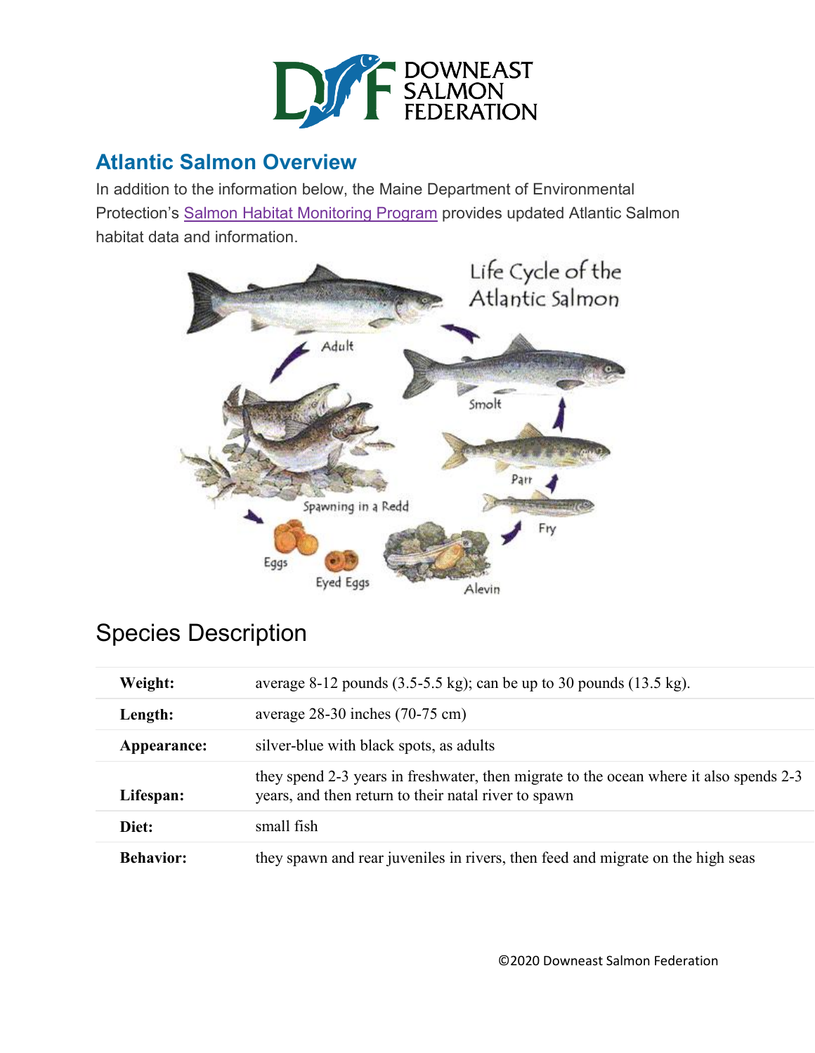## Atlantic Salmon Overview

In addition to the information below, the Maine Department of Environmental Protection's [Salmon Habitat Monitoring Program] provides updated Atlantic Salmon habitat data and information.

## Species Description

| | |
|---|---|
| **Weight:** | average 8-12 pounds (3.5-5.5 kg); can be up to 30 pounds (13.5 kg). |
| **Length:** | average 28-30 inches (70-75 cm) |
| **Appearance:** | silver-blue with black spots, as adults |
| **Lifespan:** | they spend 2-3 years in freshwater, then migrate to the ocean where it also spends 2-3 years, and then return to their natal river to spawn |
| **Diet:** | small fish |
| **Behavior:** | they spawn and rear juveniles in rivers, then feed and migrate on the high seas |

©2020 Downeast Salmon Federation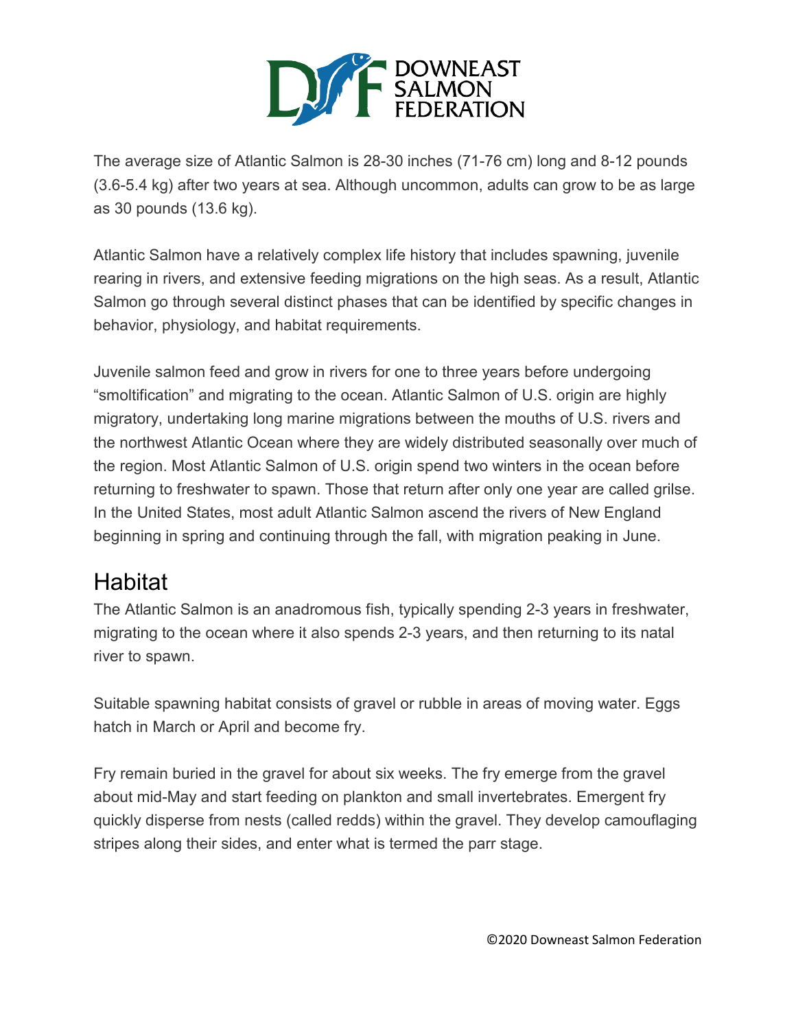The average size of Atlantic Salmon is 28-30 inches (71-76 cm) long and 8-12 pounds (3.6-5.4 kg) after two years at sea. Although uncommon, adults can grow to be as large as 30 pounds (13.6 kg).

Atlantic Salmon have a relatively complex life history that includes spawning, juvenile rearing in rivers, and extensive feeding migrations on the high seas. As a result, Atlantic Salmon go through several distinct phases that can be identified by specific changes in behavior, physiology, and habitat requirements.

Juvenile salmon feed and grow in rivers for one to three years before undergoing “smoltification” and migrating to the ocean. Atlantic Salmon of U.S. origin are highly migratory, undertaking long marine migrations between the mouths of U.S. rivers and the northwest Atlantic Ocean where they are widely distributed seasonally over much of the region. Most Atlantic Salmon of U.S. origin spend two winters in the ocean before returning to freshwater to spawn. Those that return after only one year are called grilse. In the United States, most adult Atlantic Salmon ascend the rivers of New England beginning in spring and continuing through the fall, with migration peaking in June.

## Habitat

The Atlantic Salmon is an anadromous fish, typically spending 2-3 years in freshwater, migrating to the ocean where it also spends 2-3 years, and then returning to its natal river to spawn.

Suitable spawning habitat consists of gravel or rubble in areas of moving water. Eggs hatch in March or April and become fry.

Fry remain buried in the gravel for about six weeks. The fry emerge from the gravel about mid-May and start feeding on plankton and small invertebrates. Emergent fry quickly disperse from nests (called redds) within the gravel. They develop camouflaging stripes along their sides, and enter what is termed the parr stage.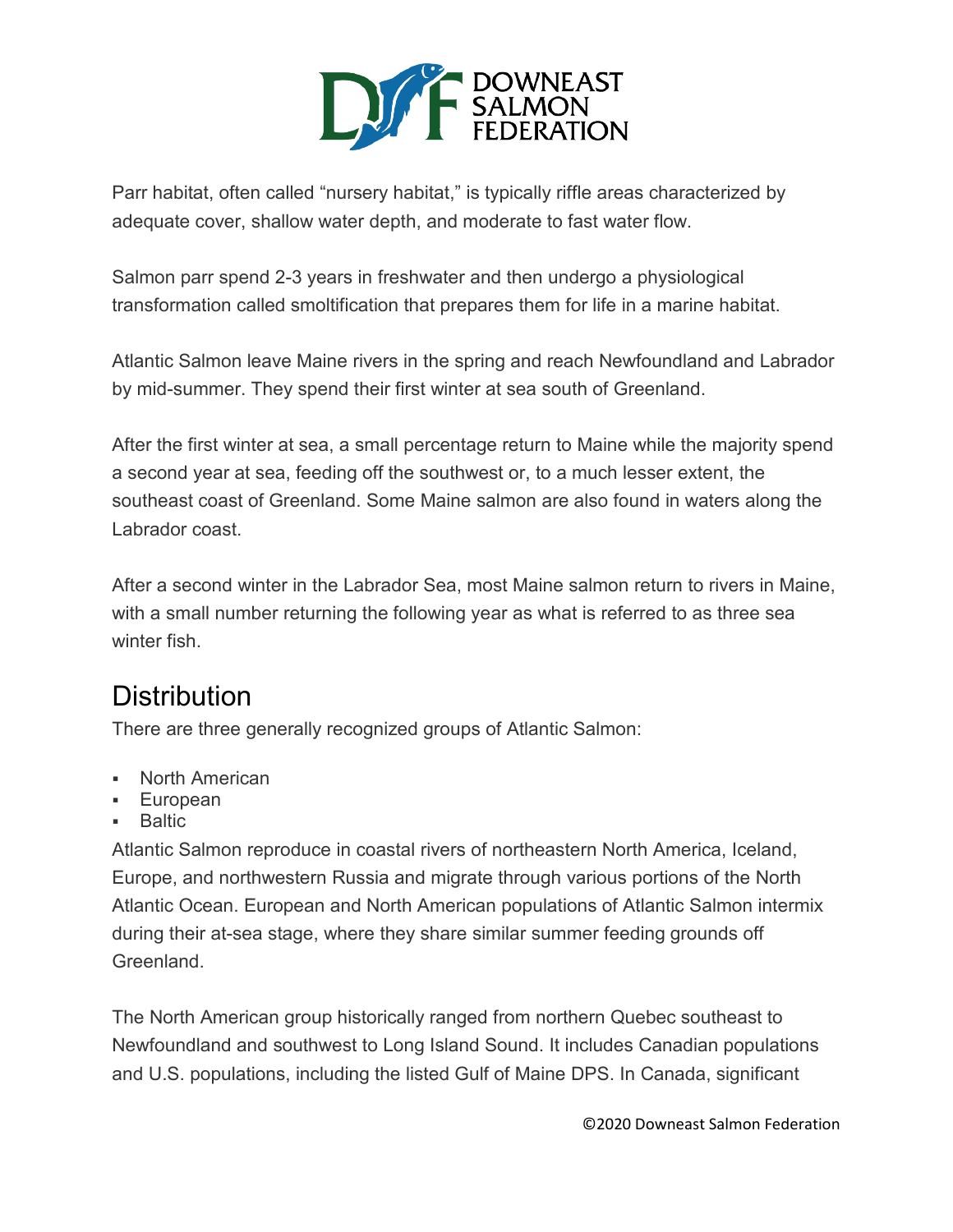Parr habitat, often called “nursery habitat,” is typically riffle areas characterized by adequate cover, shallow water depth, and moderate to fast water flow.

Salmon parr spend 2-3 years in freshwater and then undergo a physiological transformation called smoltification that prepares them for life in a marine habitat.

Atlantic Salmon leave Maine rivers in the spring and reach Newfoundland and Labrador by mid-summer. They spend their first winter at sea south of Greenland.

After the first winter at sea, a small percentage return to Maine while the majority spend a second year at sea, feeding off the southwest or, to a much lesser extent, the southeast coast of Greenland. Some Maine salmon are also found in waters along the Labrador coast.

After a second winter in the Labrador Sea, most Maine salmon return to rivers in Maine, with a small number returning the following year as what is referred to as three sea winter fish.

## Distribution

There are three generally recognized groups of Atlantic Salmon:

- North American
- European
- Baltic

Atlantic Salmon reproduce in coastal rivers of northeastern North America, Iceland, Europe, and northwestern Russia and migrate through various portions of the North Atlantic Ocean. European and North American populations of Atlantic Salmon intermix during their at-sea stage, where they share similar summer feeding grounds off Greenland.

The North American group historically ranged from northern Quebec southeast to Newfoundland and southwest to Long Island Sound. It includes Canadian populations and U.S. populations, including the listed Gulf of Maine DPS. In Canada, significant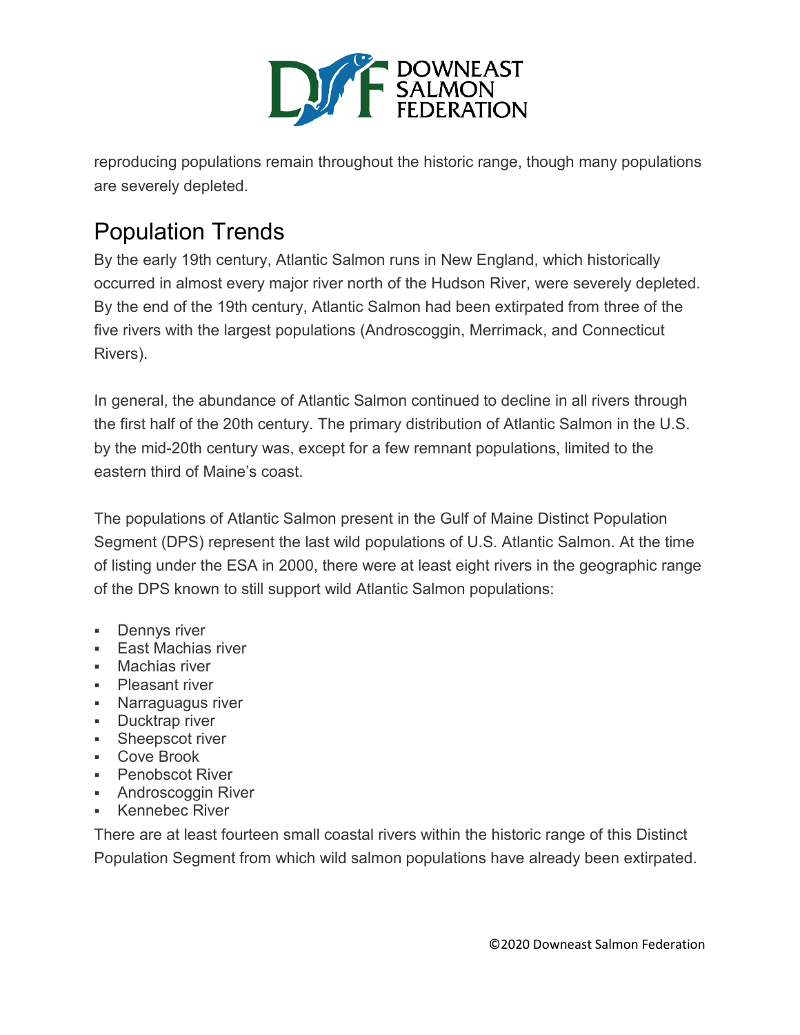reproducing populations remain throughout the historic range, though many populations are severely depleted.

## Population Trends

By the early 19th century, Atlantic Salmon runs in New England, which historically occurred in almost every major river north of the Hudson River, were severely depleted. By the end of the 19th century, Atlantic Salmon had been extirpated from three of the five rivers with the largest populations (Androscoggin, Merrimack, and Connecticut Rivers).

In general, the abundance of Atlantic Salmon continued to decline in all rivers through the first half of the 20th century. The primary distribution of Atlantic Salmon in the U.S. by the mid-20th century was, except for a few remnant populations, limited to the eastern third of Maine's coast.

The populations of Atlantic Salmon present in the Gulf of Maine Distinct Population Segment (DPS) represent the last wild populations of U.S. Atlantic Salmon. At the time of listing under the ESA in 2000, there were at least eight rivers in the geographic range of the DPS known to still support wild Atlantic Salmon populations:

- Dennys river
- East Machias river
- Machias river
- Pleasant river
- Narraguagus river
- Ducktrap river
- Sheepscot river
- Cove Brook
- Penobscot River
- Androscoggin River
- Kennebec River

There are at least fourteen small coastal rivers within the historic range of this Distinct Population Segment from which wild salmon populations have already been extirpated.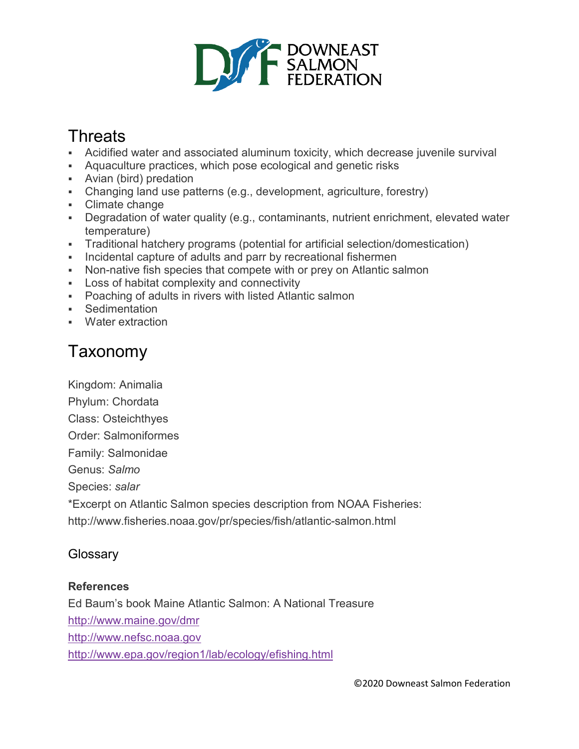## Threats

- Acidified water and associated aluminum toxicity, which decrease juvenile survival
- Aquaculture practices, which pose ecological and genetic risks
- Avian (bird) predation
- Changing land use patterns (e.g., development, agriculture, forestry)
- Climate change
- Degradation of water quality (e.g., contaminants, nutrient enrichment, elevated water temperature)
- Traditional hatchery programs (potential for artificial selection/domestication)
- Incidental capture of adults and parr by recreational fishermen
- Non-native fish species that compete with or prey on Atlantic salmon
- Loss of habitat complexity and connectivity
- Poaching of adults in rivers with listed Atlantic salmon
- Sedimentation
- Water extraction

## Taxonomy

Kingdom: Animalia

Phylum: Chordata

Class: Osteichthyes

Order: Salmoniformes

Family: Salmonidae

Genus: *Salmo*

Species: *salar*

*Excerpt on Atlantic Salmon species description from NOAA Fisheries: http://www.fisheries.noaa.gov/pr/species/fish/atlantic-salmon.html

### Glossary

**References**

Ed Baum's book Maine Atlantic Salmon: A National Treasure

http://www.maine.gov/dmr

http://www.nefsc.noaa.gov

http://www.epa.gov/region1/lab/ecology/efishing.html

©2020 Downeast Salmon Federation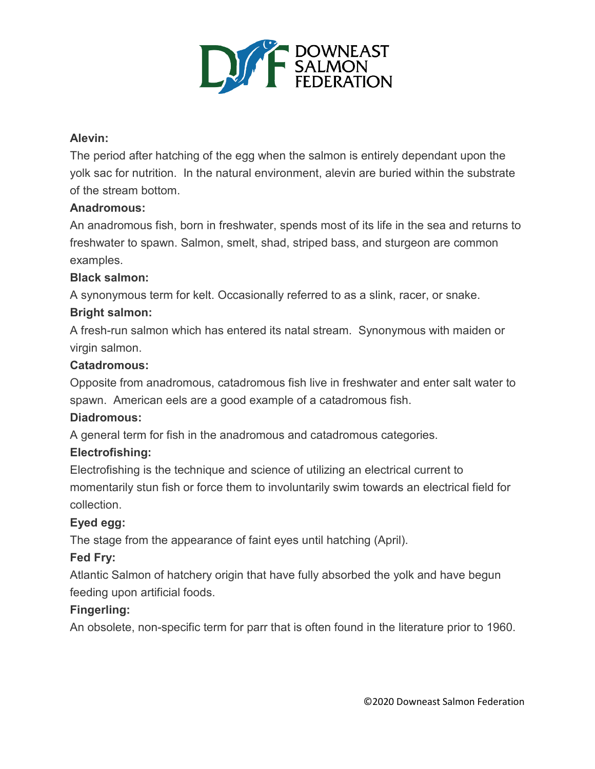**Alevin:**

The period after hatching of the egg when the salmon is entirely dependant upon the yolk sac for nutrition. In the natural environment, alevin are buried within the substrate of the stream bottom.

**Anadromous:**

An anadromous fish, born in freshwater, spends most of its life in the sea and returns to freshwater to spawn. Salmon, smelt, shad, striped bass, and sturgeon are common examples.

**Black salmon:**

A synonymous term for kelt. Occasionally referred to as a slink, racer, or snake.

**Bright salmon:**

A fresh-run salmon which has entered its natal stream. Synonymous with maiden or virgin salmon.

**Catadromous:**

Opposite from anadromous, catadromous fish live in freshwater and enter salt water to spawn. American eels are a good example of a catadromous fish.

**Diadromous:**

A general term for fish in the anadromous and catadromous categories.

**Electrofishing:**

Electrofishing is the technique and science of utilizing an electrical current to momentarily stun fish or force them to involuntarily swim towards an electrical field for collection.

**Eyed egg:**

The stage from the appearance of faint eyes until hatching (April).

**Fed Fry:**

Atlantic Salmon of hatchery origin that have fully absorbed the yolk and have begun feeding upon artificial foods.

**Fingerling:**

An obsolete, non-specific term for parr that is often found in the literature prior to 1960.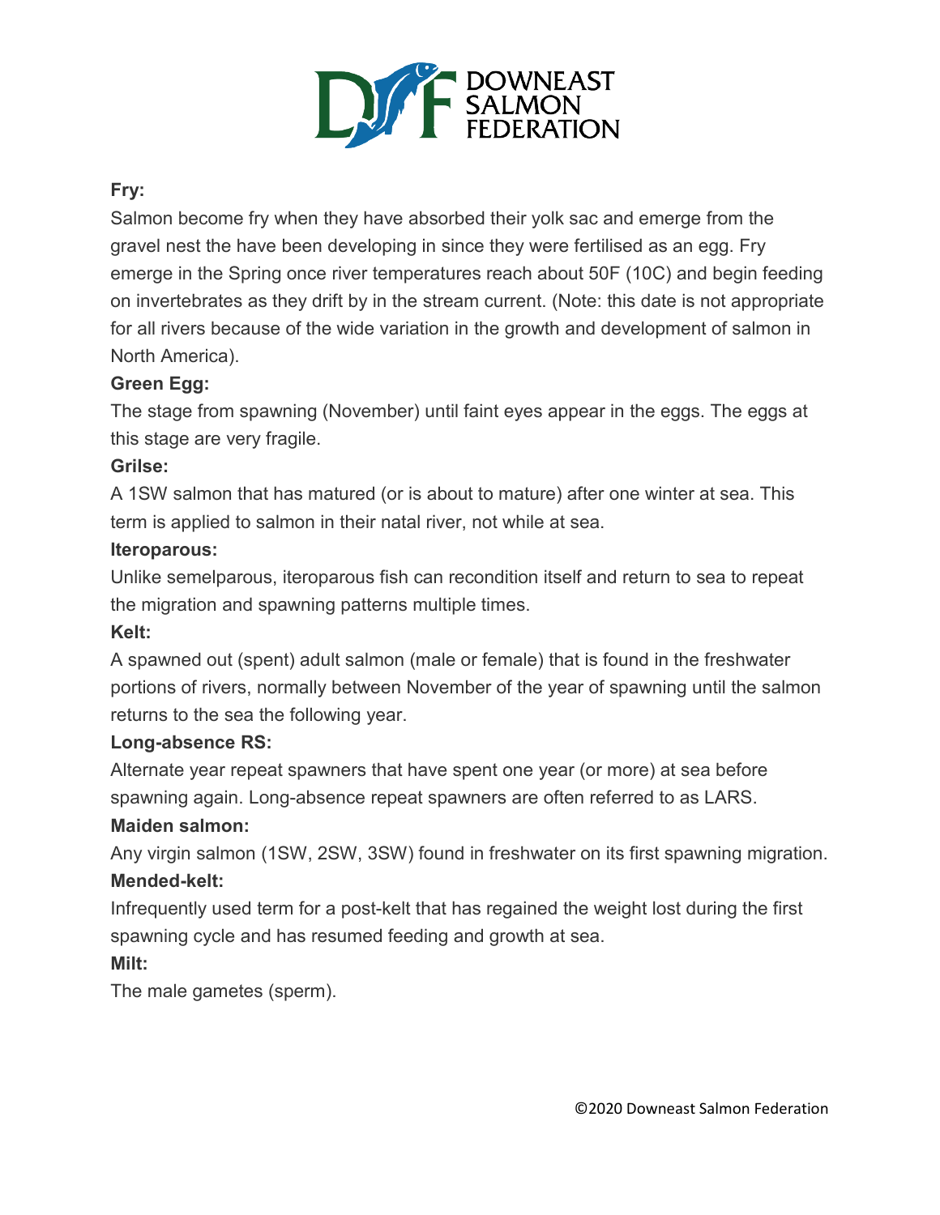**Fry:**

Salmon become fry when they have absorbed their yolk sac and emerge from the gravel nest the have been developing in since they were fertilised as an egg. Fry emerge in the Spring once river temperatures reach about 50F (10C) and begin feeding on invertebrates as they drift by in the stream current. (Note: this date is not appropriate for all rivers because of the wide variation in the growth and development of salmon in North America).

**Green Egg:**

The stage from spawning (November) until faint eyes appear in the eggs. The eggs at this stage are very fragile.

**Grilse:**

A 1SW salmon that has matured (or is about to mature) after one winter at sea. This term is applied to salmon in their natal river, not while at sea.

**Iteroparous:**

Unlike semelparous, iteroparous fish can recondition itself and return to sea to repeat the migration and spawning patterns multiple times.

**Kelt:**

A spawned out (spent) adult salmon (male or female) that is found in the freshwater portions of rivers, normally between November of the year of spawning until the salmon returns to the sea the following year.

**Long-absence RS:**

Alternate year repeat spawners that have spent one year (or more) at sea before spawning again. Long-absence repeat spawners are often referred to as LARS.

**Maiden salmon:**

Any virgin salmon (1SW, 2SW, 3SW) found in freshwater on its first spawning migration.

**Mended-kelt:**

Infrequently used term for a post-kelt that has regained the weight lost during the first spawning cycle and has resumed feeding and growth at sea.

**Milt:**

The male gametes (sperm).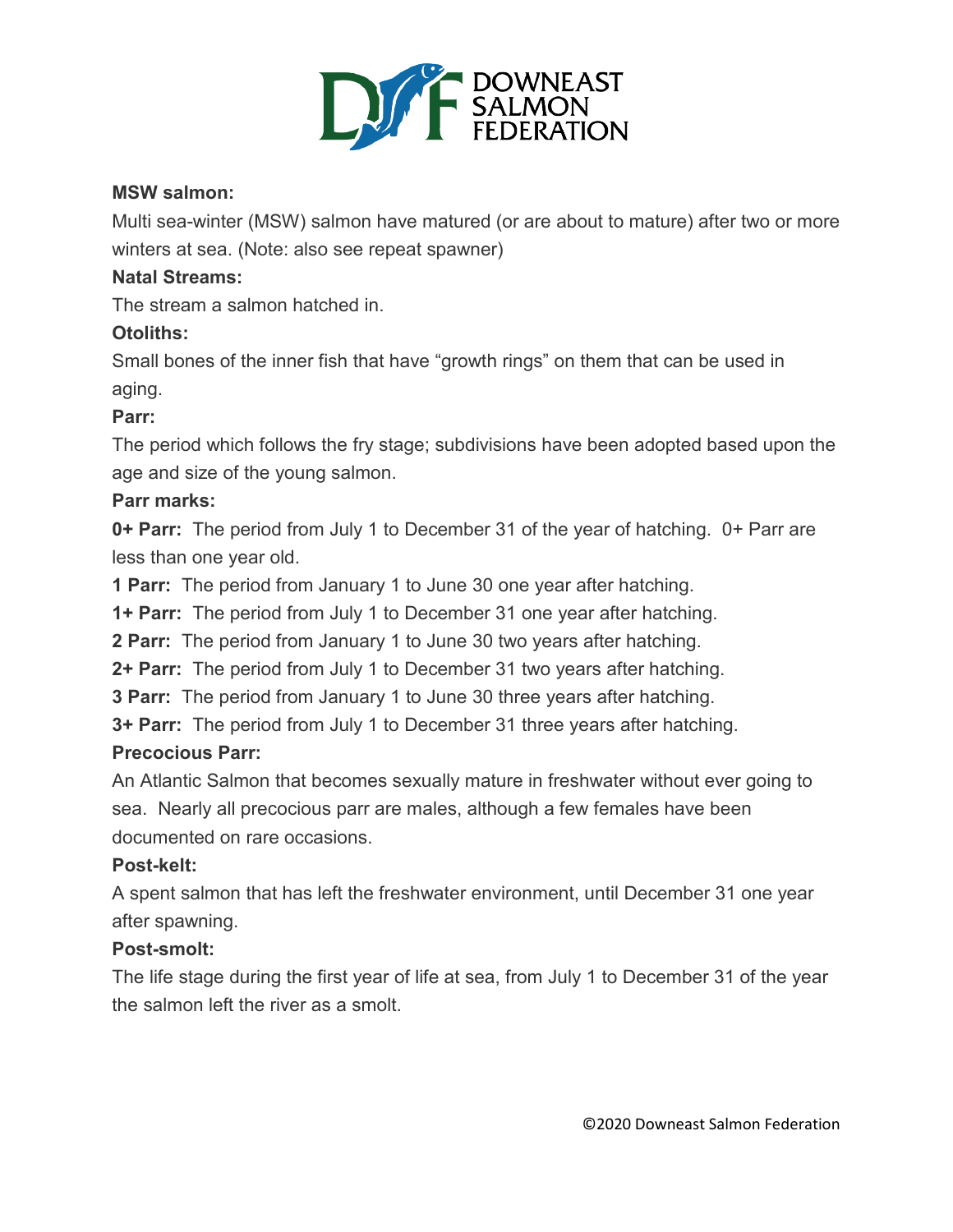**MSW salmon:**

Multi sea-winter (MSW) salmon have matured (or are about to mature) after two or more winters at sea. (Note: also see repeat spawner)

**Natal Streams:**

The stream a salmon hatched in.

**Otoliths:**

Small bones of the inner fish that have "growth rings" on them that can be used in aging.

**Parr:**

The period which follows the fry stage; subdivisions have been adopted based upon the age and size of the young salmon.

**Parr marks:**

**0+ Parr:** The period from July 1 to December 31 of the year of hatching. 0+ Parr are less than one year old.

**1 Parr:** The period from January 1 to June 30 one year after hatching.

**1+ Parr:** The period from July 1 to December 31 one year after hatching.

**2 Parr:** The period from January 1 to June 30 two years after hatching.

**2+ Parr:** The period from July 1 to December 31 two years after hatching.

**3 Parr:** The period from January 1 to June 30 three years after hatching.

**3+ Parr:** The period from July 1 to December 31 three years after hatching.

**Precocious Parr:**

An Atlantic Salmon that becomes sexually mature in freshwater without ever going to sea. Nearly all precocious parr are males, although a few females have been documented on rare occasions.

**Post-kelt:**

A spent salmon that has left the freshwater environment, until December 31 one year after spawning.

**Post-smolt:**

The life stage during the first year of life at sea, from July 1 to December 31 of the year the salmon left the river as a smolt.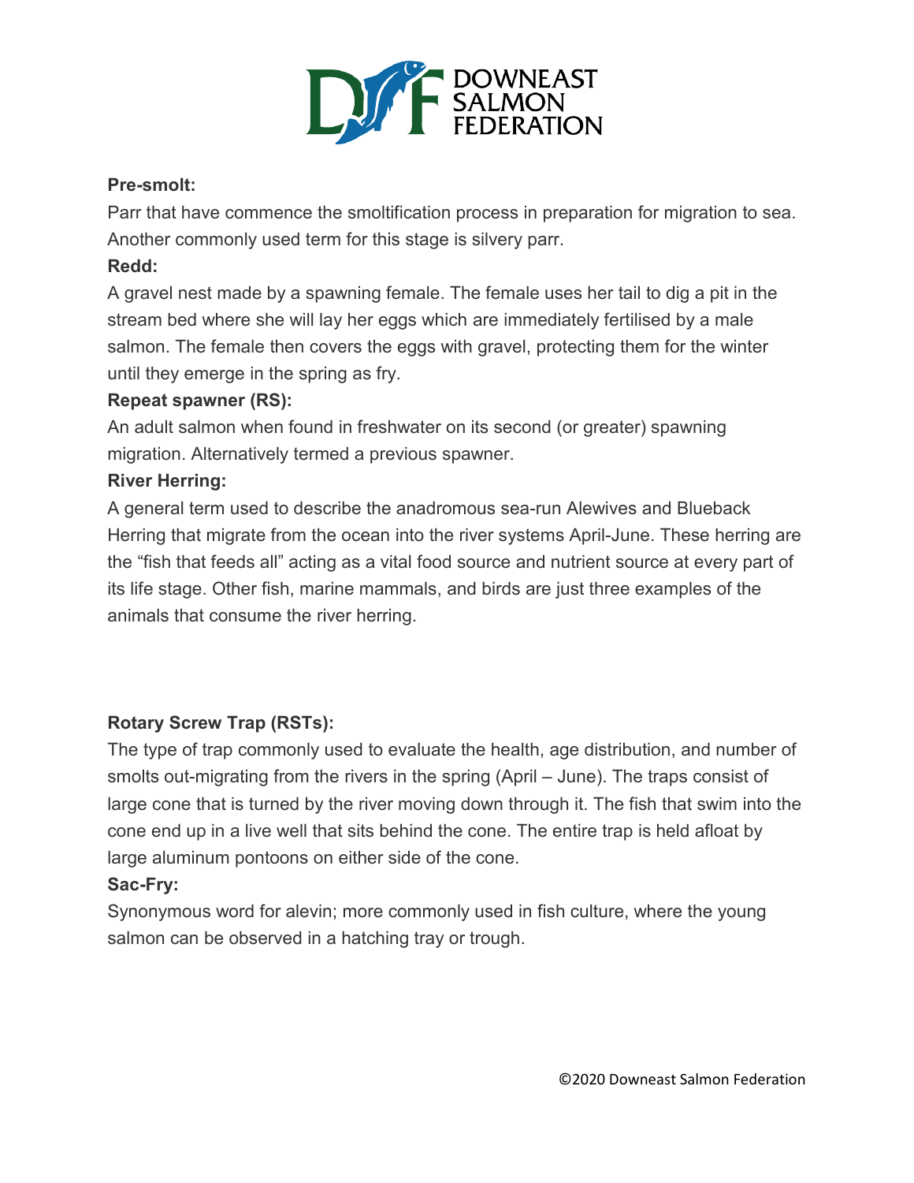**Pre-smolt:**

Parr that have commence the smoltification process in preparation for migration to sea. Another commonly used term for this stage is silvery parr.

**Redd:**

A gravel nest made by a spawning female. The female uses her tail to dig a pit in the stream bed where she will lay her eggs which are immediately fertilised by a male salmon. The female then covers the eggs with gravel, protecting them for the winter until they emerge in the spring as fry.

**Repeat spawner (RS):**

An adult salmon when found in freshwater on its second (or greater) spawning migration. Alternatively termed a previous spawner.

**River Herring:**

A general term used to describe the anadromous sea-run Alewives and Blueback Herring that migrate from the ocean into the river systems April-June. These herring are the "fish that feeds all" acting as a vital food source and nutrient source at every part of its life stage. Other fish, marine mammals, and birds are just three examples of the animals that consume the river herring.

**Rotary Screw Trap (RSTs):**

The type of trap commonly used to evaluate the health, age distribution, and number of smolts out-migrating from the rivers in the spring (April – June). The traps consist of large cone that is turned by the river moving down through it. The fish that swim into the cone end up in a live well that sits behind the cone. The entire trap is held afloat by large aluminum pontoons on either side of the cone.

**Sac-Fry:**

Synonymous word for alevin; more commonly used in fish culture, where the young salmon can be observed in a hatching tray or trough.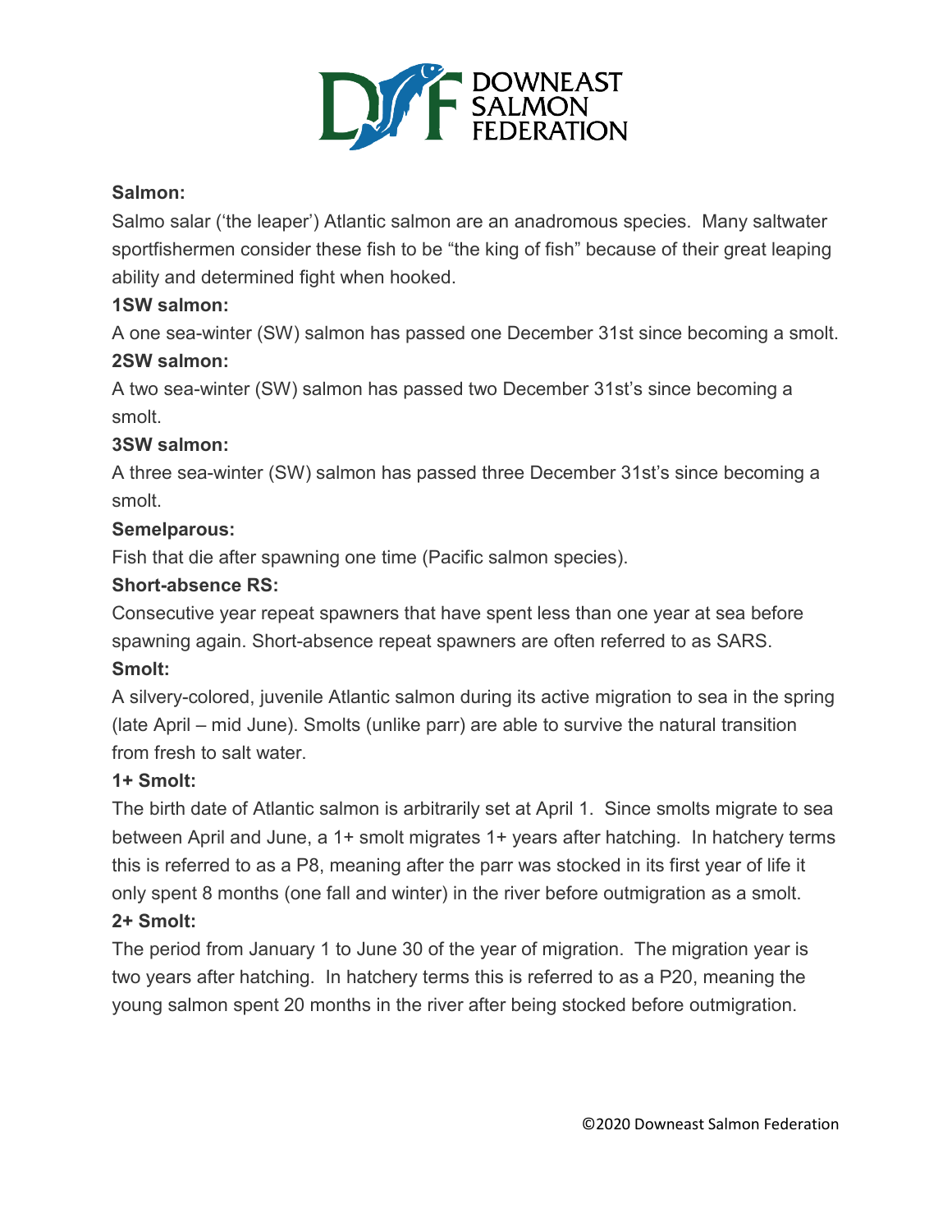**Salmon:**

Salmo salar ('the leaper') Atlantic salmon are an anadromous species. Many saltwater sportfishermen consider these fish to be "the king of fish" because of their great leaping ability and determined fight when hooked.

**1SW salmon:**

A one sea-winter (SW) salmon has passed one December 31st since becoming a smolt.

**2SW salmon:**

A two sea-winter (SW) salmon has passed two December 31st's since becoming a smolt.

**3SW salmon:**

A three sea-winter (SW) salmon has passed three December 31st's since becoming a smolt.

**Semelparous:**

Fish that die after spawning one time (Pacific salmon species).

**Short-absence RS:**

Consecutive year repeat spawners that have spent less than one year at sea before spawning again. Short-absence repeat spawners are often referred to as SARS.

**Smolt:**

A silvery-colored, juvenile Atlantic salmon during its active migration to sea in the spring (late April – mid June). Smolts (unlike parr) are able to survive the natural transition from fresh to salt water.

**1+ Smolt:**

The birth date of Atlantic salmon is arbitrarily set at April 1. Since smolts migrate to sea between April and June, a 1+ smolt migrates 1+ years after hatching. In hatchery terms this is referred to as a P8, meaning after the parr was stocked in its first year of life it only spent 8 months (one fall and winter) in the river before outmigration as a smolt.

**2+ Smolt:**

The period from January 1 to June 30 of the year of migration. The migration year is two years after hatching. In hatchery terms this is referred to as a P20, meaning the young salmon spent 20 months in the river after being stocked before outmigration.

©2020 Downeast Salmon Federation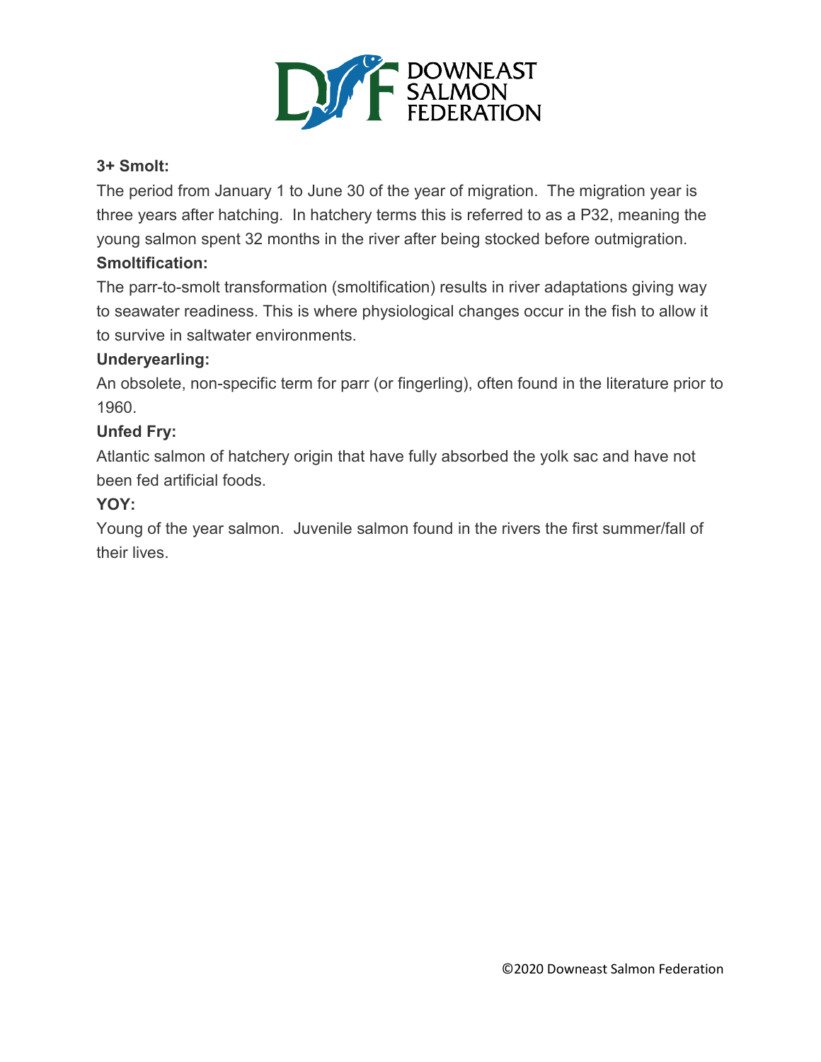**3+ Smolt:**

The period from January 1 to June 30 of the year of migration. The migration year is three years after hatching. In hatchery terms this is referred to as a P32, meaning the young salmon spent 32 months in the river after being stocked before outmigration.

**Smoltification:**

The parr-to-smolt transformation (smoltification) results in river adaptations giving way to seawater readiness. This is where physiological changes occur in the fish to allow it to survive in saltwater environments.

**Underyearling:**

An obsolete, non-specific term for parr (or fingerling), often found in the literature prior to 1960.

**Unfed Fry:**

Atlantic salmon of hatchery origin that have fully absorbed the yolk sac and have not been fed artificial foods.

**YOY:**

Young of the year salmon. Juvenile salmon found in the rivers the first summer/fall of their lives.